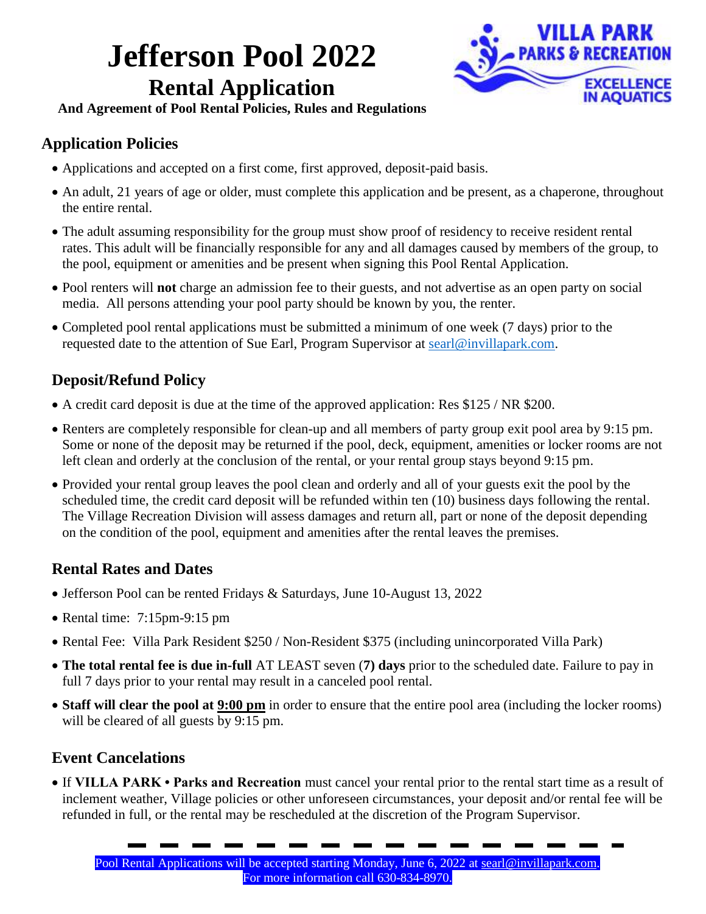# Jefferson Pool 2022

## Rental Application

**And Agreement of Pool Rental Policies, Rules and Regulations**

### Application Policies

- Applications and accepted on a first come, first approved, deposit-paid basis.
- An adult, 21 years of age or older, must complete this application and be present, as a chaperone, throughout the entire rental.
- The adult assuming responsibility for the group must show proof of residency to receive resident rental rates. This adult will be financially responsible for any and all damages caused by members of the group, to the pool, equipment or amenities and be present when signing this Pool Rental Application.
- Pool renters will **not** charge an admission fee to their guests, and not advertise as an open party on social media. All persons attending your pool party should be known by you, the renter.
- Completed pool rental applications must be submitted a minimum of one week (7 days) prior to the requested date to the attention of Sue Earl, Program Supervisor at searl@invillapark.com.

### Deposit/Refund Policy

- A credit card deposit is due at the time of the approved application: Res $125 / NR $200.
- Renters are completely responsible for clean-up and all members of party group exit pool area by 9:15 pm. Some or none of the deposit may be returned if the pool, deck, equipment, amenities or locker rooms are not left clean and orderly at the conclusion of the rental, or your rental group stays beyond 9:15 pm.
- Provided your rental group leaves the pool clean and orderly and all of your guests exit the pool by the scheduled time, the credit card deposit will be refunded within ten (10) business days following the rental. The Village Recreation Division will assess damages and return all, part or none of the deposit depending on the condition of the pool, equipment and amenities after the rental leaves the premises.

### Rental Rates and Dates

- Jefferson Pool can be rented Fridays & Saturdays, June 10-August 13, 2022
- Rental time: 7:15pm-9:15 pm
- Rental Fee: Villa Park Resident $250 / Non-Resident $375 (including unincorporated Villa Park)
- **The total rental fee is due in-full** AT LEAST seven (**7) days** prior to the scheduled date. Failure to pay in full 7 days prior to your rental may result in a canceled pool rental.
- **Staff will clear the pool at 9:00 pm** in order to ensure that the entire pool area (including the locker rooms) will be cleared of all guests by 9:15 pm.

### Event Cancelations

- If **VILLA PARK • Parks and Recreation** must cancel your rental prior to the rental start time as a result of inclement weather, Village policies or other unforeseen circumstances, your deposit and/or rental fee will be refunded in full, or the rental may be rescheduled at the discretion of the Program Supervisor.

Pool Rental Applications will be accepted starting Monday, June 6, 2022 at searl@invillapark.com.
For more information call 630-834-8970.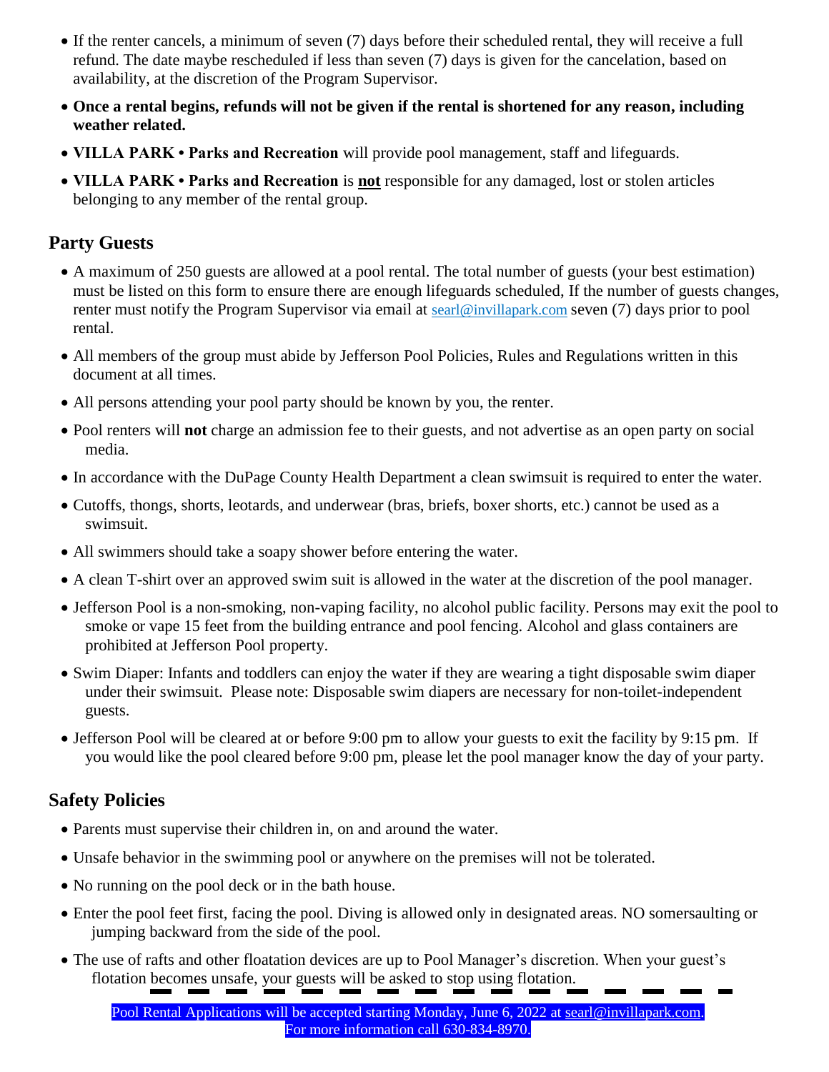- If the renter cancels, a minimum of seven (7) days before their scheduled rental, they will receive a full refund. The date maybe rescheduled if less than seven (7) days is given for the cancelation, based on availability, at the discretion of the Program Supervisor.
- **Once a rental begins, refunds will not be given if the rental is shortened for any reason, including weather related.**
- **VILLA PARK • Parks and Recreation** will provide pool management, staff and lifeguards.
- **VILLA PARK • Parks and Recreation** is **not** responsible for any damaged, lost or stolen articles belonging to any member of the rental group.

## Party Guests

- A maximum of 250 guests are allowed at a pool rental. The total number of guests (your best estimation) must be listed on this form to ensure there are enough lifeguards scheduled, If the number of guests changes, renter must notify the Program Supervisor via email at searl@invillapark.com seven (7) days prior to pool rental.
- All members of the group must abide by Jefferson Pool Policies, Rules and Regulations written in this document at all times.
- All persons attending your pool party should be known by you, the renter.
- Pool renters will **not** charge an admission fee to their guests, and not advertise as an open party on social media.
- In accordance with the DuPage County Health Department a clean swimsuit is required to enter the water.
- Cutoffs, thongs, shorts, leotards, and underwear (bras, briefs, boxer shorts, etc.) cannot be used as a swimsuit.
- All swimmers should take a soapy shower before entering the water.
- A clean T-shirt over an approved swim suit is allowed in the water at the discretion of the pool manager.
- Jefferson Pool is a non-smoking, non-vaping facility, no alcohol public facility. Persons may exit the pool to smoke or vape 15 feet from the building entrance and pool fencing. Alcohol and glass containers are prohibited at Jefferson Pool property.
- Swim Diaper: Infants and toddlers can enjoy the water if they are wearing a tight disposable swim diaper under their swimsuit. Please note: Disposable swim diapers are necessary for non-toilet-independent guests.
- Jefferson Pool will be cleared at or before 9:00 pm to allow your guests to exit the facility by 9:15 pm. If you would like the pool cleared before 9:00 pm, please let the pool manager know the day of your party.

## Safety Policies

- Parents must supervise their children in, on and around the water.
- Unsafe behavior in the swimming pool or anywhere on the premises will not be tolerated.
- No running on the pool deck or in the bath house.
- Enter the pool feet first, facing the pool. Diving is allowed only in designated areas. NO somersaulting or jumping backward from the side of the pool.
- The use of rafts and other floatation devices are up to Pool Manager's discretion. When your guest's flotation becomes unsafe, your guests will be asked to stop using flotation.

Pool Rental Applications will be accepted starting Monday, June 6, 2022 at searl@invillapark.com.
For more information call 630-834-8970.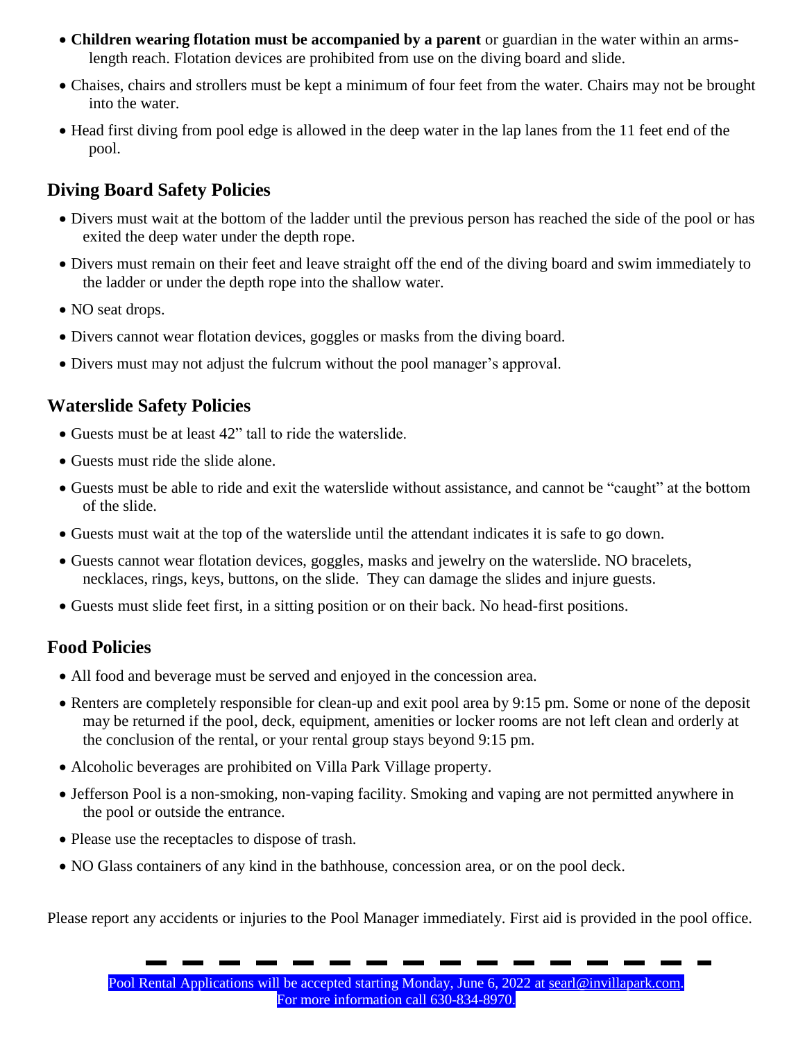- **Children wearing flotation must be accompanied by a parent** or guardian in the water within an arms-length reach. Flotation devices are prohibited from use on the diving board and slide.
- Chaises, chairs and strollers must be kept a minimum of four feet from the water. Chairs may not be brought into the water.
- Head first diving from pool edge is allowed in the deep water in the lap lanes from the 11 feet end of the pool.

## Diving Board Safety Policies

- Divers must wait at the bottom of the ladder until the previous person has reached the side of the pool or has exited the deep water under the depth rope.
- Divers must remain on their feet and leave straight off the end of the diving board and swim immediately to the ladder or under the depth rope into the shallow water.
- NO seat drops.
- Divers cannot wear flotation devices, goggles or masks from the diving board.
- Divers must may not adjust the fulcrum without the pool manager's approval.

## Waterslide Safety Policies

- Guests must be at least 42" tall to ride the waterslide.
- Guests must ride the slide alone.
- Guests must be able to ride and exit the waterslide without assistance, and cannot be "caught" at the bottom of the slide.
- Guests must wait at the top of the waterslide until the attendant indicates it is safe to go down.
- Guests cannot wear flotation devices, goggles, masks and jewelry on the waterslide. NO bracelets, necklaces, rings, keys, buttons, on the slide. They can damage the slides and injure guests.
- Guests must slide feet first, in a sitting position or on their back. No head-first positions.

## Food Policies

- All food and beverage must be served and enjoyed in the concession area.
- Renters are completely responsible for clean-up and exit pool area by 9:15 pm. Some or none of the deposit may be returned if the pool, deck, equipment, amenities or locker rooms are not left clean and orderly at the conclusion of the rental, or your rental group stays beyond 9:15 pm.
- Alcoholic beverages are prohibited on Villa Park Village property.
- Jefferson Pool is a non-smoking, non-vaping facility. Smoking and vaping are not permitted anywhere in the pool or outside the entrance.
- Please use the receptacles to dispose of trash.
- NO Glass containers of any kind in the bathhouse, concession area, or on the pool deck.

Please report any accidents or injuries to the Pool Manager immediately. First aid is provided in the pool office.

---

Pool Rental Applications will be accepted starting Monday, June 6, 2022 at searl@invillapark.com.
For more information call 630-834-8970.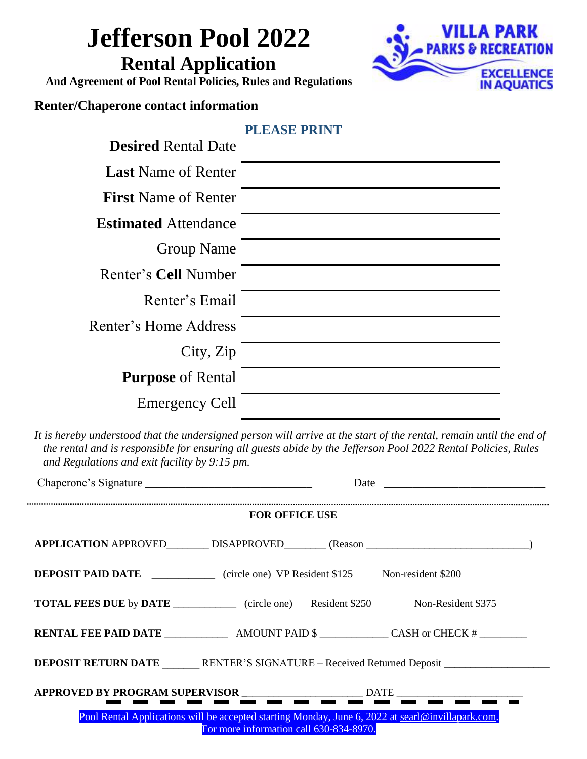# Jefferson Pool 2022

## Rental Application

**And Agreement of Pool Rental Policies, Rules and Regulations**

VILLA PARK PARKS & RECREATION EXCELLENCE IN AQUATICS

### Renter/Chaperone contact information

**PLEASE PRINT**

**Desired** Rental Date ______________________________

**Last** Name of Renter ______________________________

**First** Name of Renter ______________________________

**Estimated** Attendance ______________________________

Group Name ______________________________

Renter's **Cell** Number ______________________________

Renter's Email ______________________________

Renter's Home Address ______________________________

City, Zip ______________________________

**Purpose** of Rental ______________________________

Emergency Cell ______________________________

*It is hereby understood that the undersigned person will arrive at the start of the rental, remain until the end of the rental and is responsible for ensuring all guests abide by the Jefferson Pool 2022 Rental Policies, Rules and Regulations and exit facility by 9:15 pm.*

Chaperone's Signature ______________________________ Date ______________________________

---

**FOR OFFICE USE**

**APPLICATION** APPROVED________ DISAPPROVED________ (Reason ________________________________)

**DEPOSIT PAID DATE** ____________ (circle one) VP Resident $125 Non-resident $200

**TOTAL FEES DUE** by **DATE** ____________ (circle one) Resident $250 Non-Resident $375

**RENTAL FEE PAID DATE** ____________ AMOUNT PAID $ _____________ CASH or CHECK # _________

**DEPOSIT RETURN DATE** _______ RENTER'S SIGNATURE – Received Returned Deposit ____________________

**APPROVED BY PROGRAM SUPERVISOR** ______________________ DATE ________________________

Pool Rental Applications will be accepted starting Monday, June 6, 2022 at searl@invillapark.com. For more information call 630-834-8970.